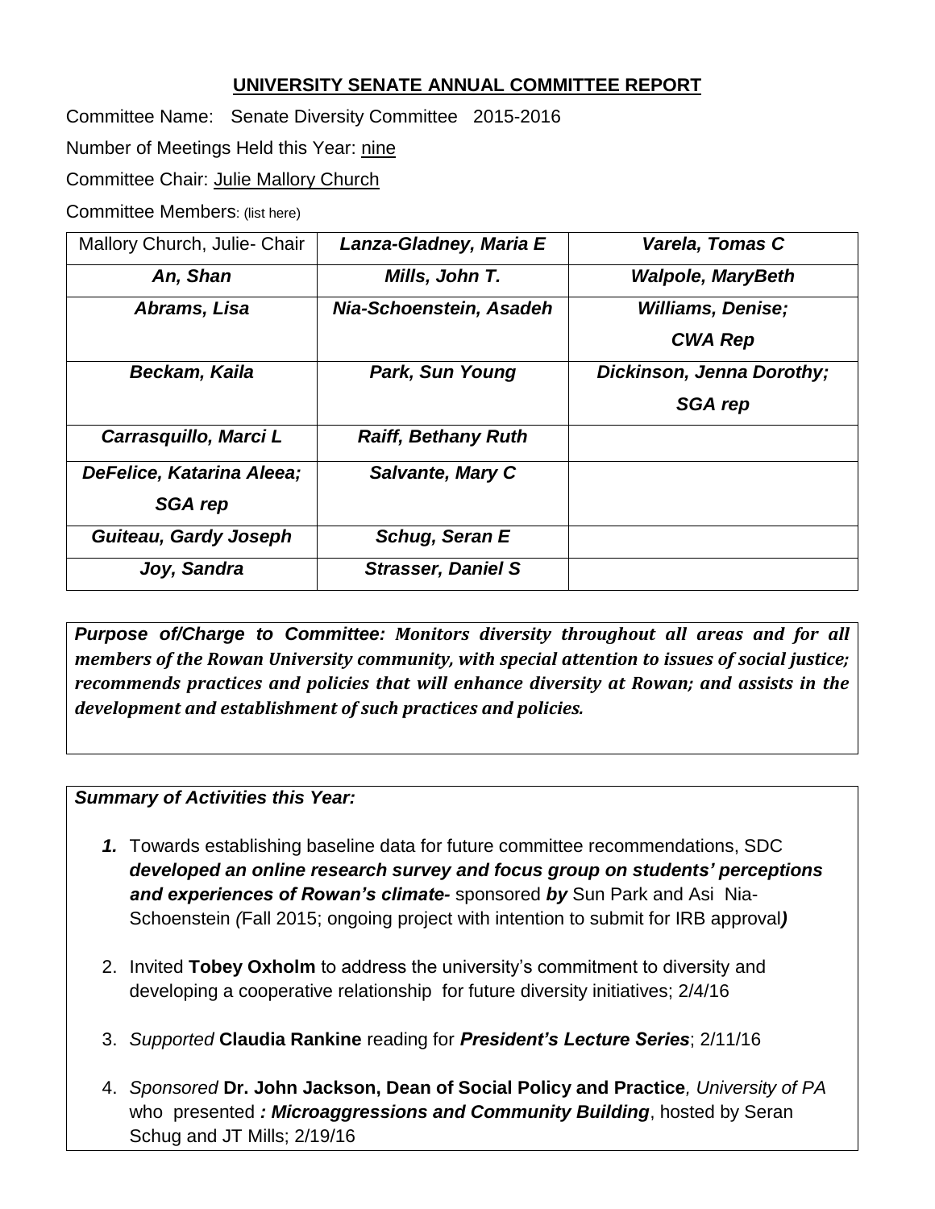## UNIVERSITY SENATE ANNUAL COMMITTEE REPORT

Committee Name: Senate Diversity Committee 2015-2016

Number of Meetings Held this Year: nine

Committee Chair: Julie Mallory Church

Committee Members: (list here)

| | | |
|---|---|---|
| Mallory Church, Julie- Chair | ***Lanza-Gladney, Maria E*** | ***Varela, Tomas C*** |
| ***An, Shan*** | ***Mills, John T.*** | ***Walpole, MaryBeth*** |
| ***Abrams, Lisa*** | ***Nia-Schoenstein, Asadeh*** | ***Williams, Denise; CWA Rep*** |
| ***Beckam, Kaila*** | ***Park, Sun Young*** | ***Dickinson, Jenna Dorothy; SGA rep*** |
| ***Carrasquillo, Marci L*** | ***Raiff, Bethany Ruth*** | |
| ***DeFelice, Katarina Aleea; SGA rep*** | ***Salvante, Mary C*** | |
| ***Guiteau, Gardy Joseph*** | ***Schug, Seran E*** | |
| ***Joy, Sandra*** | ***Strasser, Daniel S*** | |

***Purpose of/Charge to Committee:*** ***Monitors diversity throughout all areas and for all members of the Rowan University community, with special attention to issues of social justice; recommends practices and policies that will enhance diversity at Rowan; and assists in the development and establishment of such practices and policies.***

***Summary of Activities this Year:***

1. Towards establishing baseline data for future committee recommendations, SDC ***developed an online research survey and focus group on students' perceptions and experiences of Rowan's climate-*** sponsored ***by*** Sun Park and Asi Nia-Schoenstein *(*Fall 2015; ongoing project with intention to submit for IRB approval***)***
2. Invited **Tobey Oxholm** to address the university's commitment to diversity and developing a cooperative relationship for future diversity initiatives; 2/4/16
3. *Supported* **Claudia Rankine** reading for ***President's Lecture Series***; 2/11/16
4. *Sponsored* **Dr. John Jackson, Dean of Social Policy and Practice***, University of PA* who presented ***: Microaggressions and Community Building***, hosted by Seran Schug and JT Mills; 2/19/16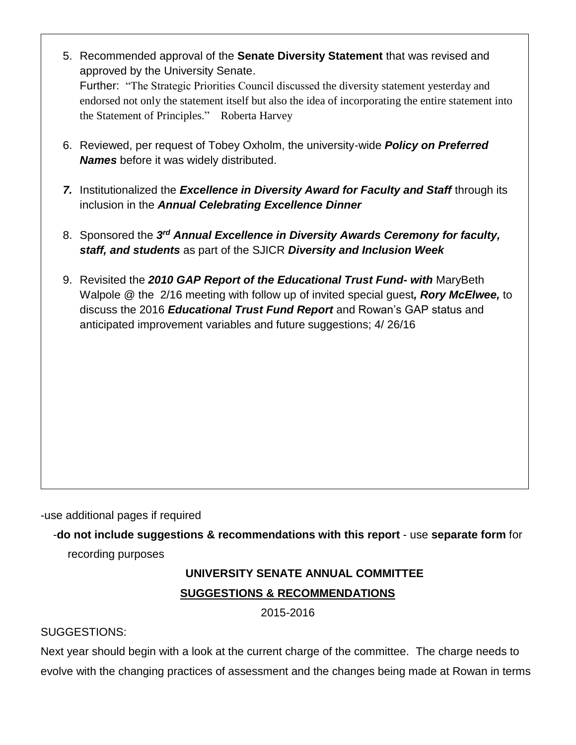5. Recommended approval of the **Senate Diversity Statement** that was revised and approved by the University Senate.
   Further: "The Strategic Priorities Council discussed the diversity statement yesterday and endorsed not only the statement itself but also the idea of incorporating the entire statement into the Statement of Principles." Roberta Harvey

6. Reviewed, per request of Tobey Oxholm, the university-wide ***Policy on Preferred Names*** before it was widely distributed.

7. Institutionalized the ***Excellence in Diversity Award for Faculty and Staff*** through its inclusion in the ***Annual Celebrating Excellence Dinner***

8. Sponsored the ***3rd Annual Excellence in Diversity Awards Ceremony for faculty, staff, and students*** as part of the SJICR ***Diversity and Inclusion Week***

9. Revisited the ***2010 GAP Report of the Educational Trust Fund- with*** MaryBeth Walpole @ the 2/16 meeting with follow up of invited special guest***, Rory McElwee,*** to discuss the 2016 ***Educational Trust Fund Report*** and Rowan's GAP status and anticipated improvement variables and future suggestions; 4/ 26/16

-use additional pages if required

-**do not include suggestions & recommendations with this report** - use **separate form** for recording purposes

**UNIVERSITY SENATE ANNUAL COMMITTEE**

**SUGGESTIONS & RECOMMENDATIONS**

2015-2016

SUGGESTIONS:

Next year should begin with a look at the current charge of the committee. The charge needs to evolve with the changing practices of assessment and the changes being made at Rowan in terms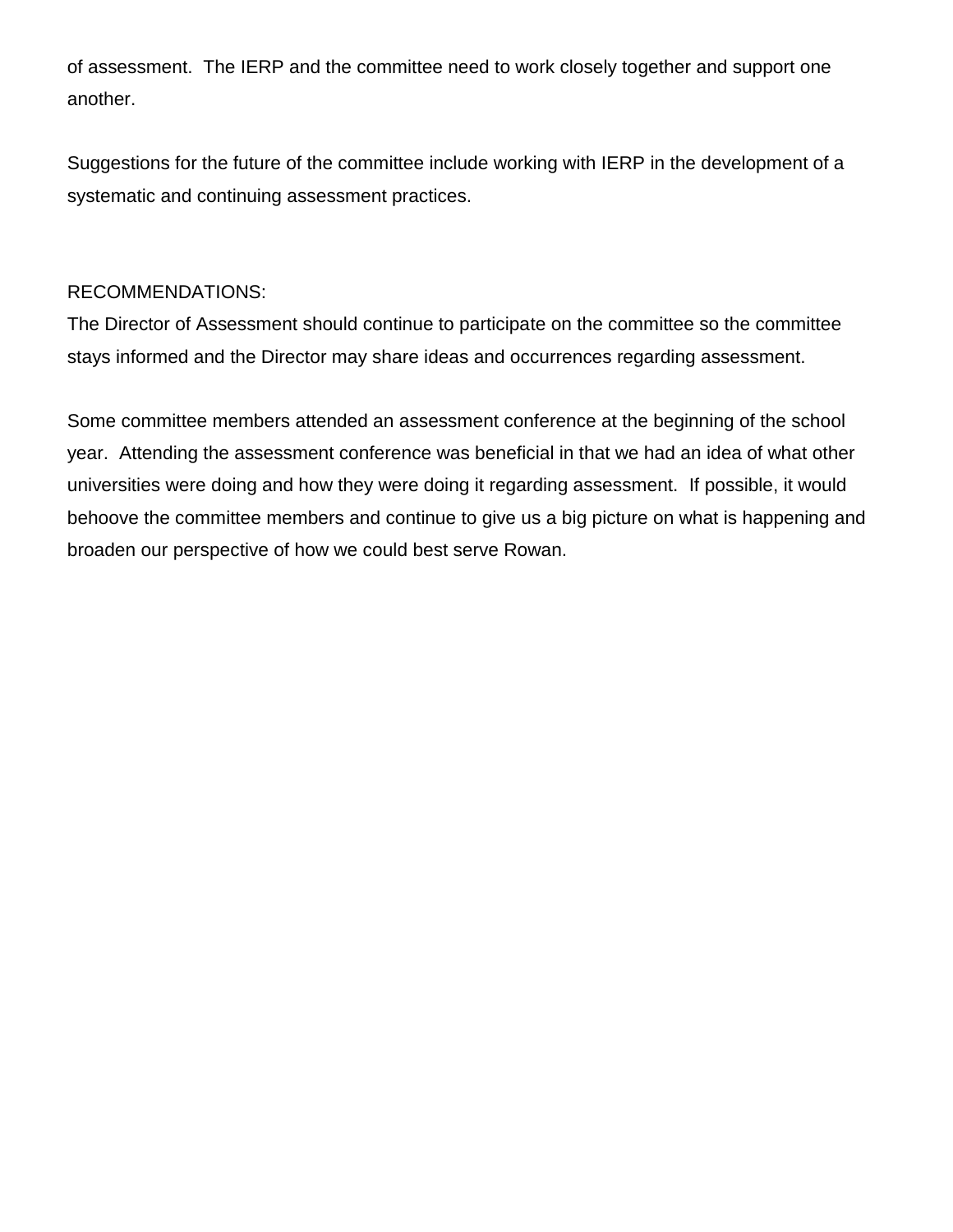of assessment. The IERP and the committee need to work closely together and support one another.

Suggestions for the future of the committee include working with IERP in the development of a systematic and continuing assessment practices.

RECOMMENDATIONS:

The Director of Assessment should continue to participate on the committee so the committee stays informed and the Director may share ideas and occurrences regarding assessment.

Some committee members attended an assessment conference at the beginning of the school year. Attending the assessment conference was beneficial in that we had an idea of what other universities were doing and how they were doing it regarding assessment. If possible, it would behoove the committee members and continue to give us a big picture on what is happening and broaden our perspective of how we could best serve Rowan.